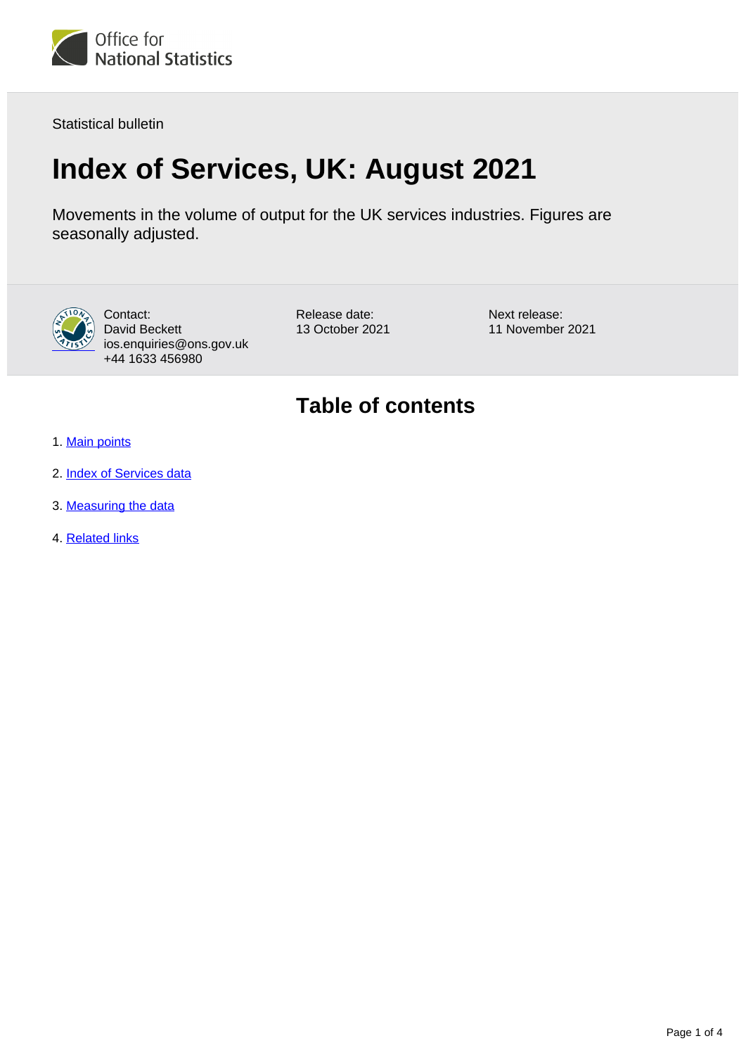Office for National Statistics

Statistical bulletin

# Index of Services, UK: August 2021

Movements in the volume of output for the UK services industries. Figures are seasonally adjusted.

Contact:
David Beckett
ios.enquiries@ons.gov.uk
+44 1633 456980

Release date:
13 October 2021

Next release:
11 November 2021

## Table of contents

1. Main points
2. Index of Services data
3. Measuring the data
4. Related links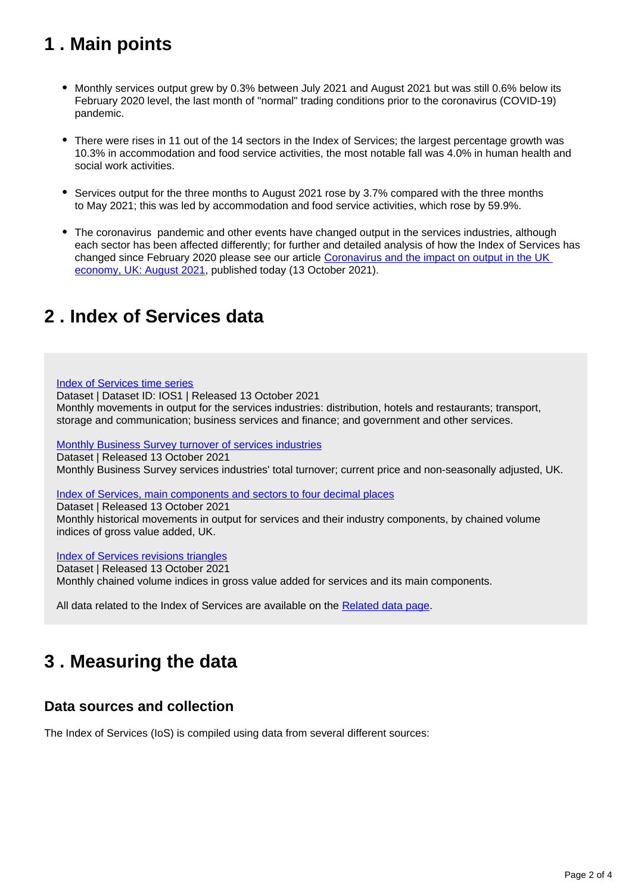## 1 . Main points

- Monthly services output grew by 0.3% between July 2021 and August 2021 but was still 0.6% below its February 2020 level, the last month of "normal" trading conditions prior to the coronavirus (COVID-19) pandemic.
- There were rises in 11 out of the 14 sectors in the Index of Services; the largest percentage growth was 10.3% in accommodation and food service activities, the most notable fall was 4.0% in human health and social work activities.
- Services output for the three months to August 2021 rose by 3.7% compared with the three months to May 2021; this was led by accommodation and food service activities, which rose by 59.9%.
- The coronavirus pandemic and other events have changed output in the services industries, although each sector has been affected differently; for further and detailed analysis of how the Index of Services has changed since February 2020 please see our article Coronavirus and the impact on output in the UK economy, UK: August 2021, published today (13 October 2021).

## 2 . Index of Services data

Index of Services time series
Dataset | Dataset ID: IOS1 | Released 13 October 2021
Monthly movements in output for the services industries: distribution, hotels and restaurants; transport, storage and communication; business services and finance; and government and other services.

Monthly Business Survey turnover of services industries
Dataset | Released 13 October 2021
Monthly Business Survey services industries' total turnover; current price and non-seasonally adjusted, UK.

Index of Services, main components and sectors to four decimal places
Dataset | Released 13 October 2021
Monthly historical movements in output for services and their industry components, by chained volume indices of gross value added, UK.

Index of Services revisions triangles
Dataset | Released 13 October 2021
Monthly chained volume indices in gross value added for services and its main components.

All data related to the Index of Services are available on the Related data page.

## 3 . Measuring the data

### Data sources and collection

The Index of Services (IoS) is compiled using data from several different sources: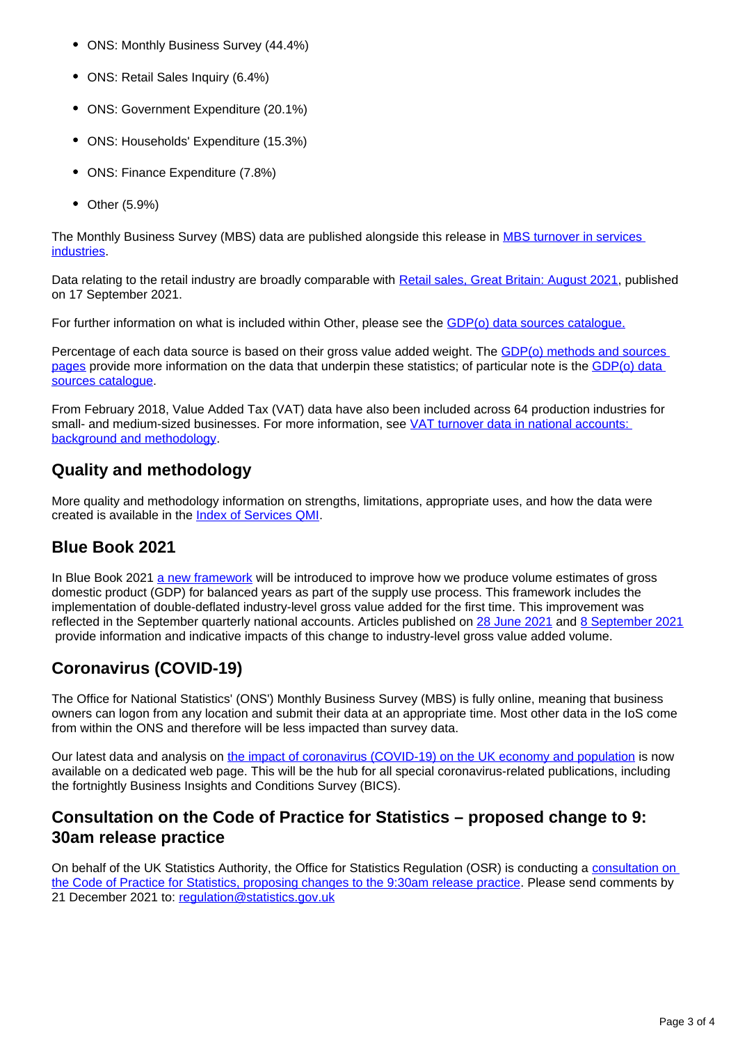- ONS: Monthly Business Survey (44.4%)
- ONS: Retail Sales Inquiry (6.4%)
- ONS: Government Expenditure (20.1%)
- ONS: Households' Expenditure (15.3%)
- ONS: Finance Expenditure (7.8%)
- Other (5.9%)

The Monthly Business Survey (MBS) data are published alongside this release in [MBS turnover in services industries](#).

Data relating to the retail industry are broadly comparable with [Retail sales, Great Britain: August 2021](#), published on 17 September 2021.

For further information on what is included within Other, please see the [GDP(o) data sources catalogue.](#)

Percentage of each data source is based on their gross value added weight. The [GDP(o) methods and sources pages](#) provide more information on the data that underpin these statistics; of particular note is the [GDP(o) data sources catalogue](#).

From February 2018, Value Added Tax (VAT) data have also been included across 64 production industries for small- and medium-sized businesses. For more information, see [VAT turnover data in national accounts: background and methodology](#).

## Quality and methodology

More quality and methodology information on strengths, limitations, appropriate uses, and how the data were created is available in the [Index of Services QMI](#).

## Blue Book 2021

In Blue Book 2021 [a new framework](#) will be introduced to improve how we produce volume estimates of gross domestic product (GDP) for balanced years as part of the supply use process. This framework includes the implementation of double-deflated industry-level gross value added for the first time. This improvement was reflected in the September quarterly national accounts. Articles published on [28 June 2021](#) and [8 September 2021](#) provide information and indicative impacts of this change to industry-level gross value added volume.

## Coronavirus (COVID-19)

The Office for National Statistics' (ONS') Monthly Business Survey (MBS) is fully online, meaning that business owners can logon from any location and submit their data at an appropriate time. Most other data in the IoS come from within the ONS and therefore will be less impacted than survey data.

Our latest data and analysis on [the impact of coronavirus (COVID-19) on the UK economy and population](#) is now available on a dedicated web page. This will be the hub for all special coronavirus-related publications, including the fortnightly Business Insights and Conditions Survey (BICS).

## Consultation on the Code of Practice for Statistics – proposed change to 9:30am release practice

On behalf of the UK Statistics Authority, the Office for Statistics Regulation (OSR) is conducting a [consultation on the Code of Practice for Statistics, proposing changes to the 9:30am release practice](#). Please send comments by 21 December 2021 to: [regulation@statistics.gov.uk](#)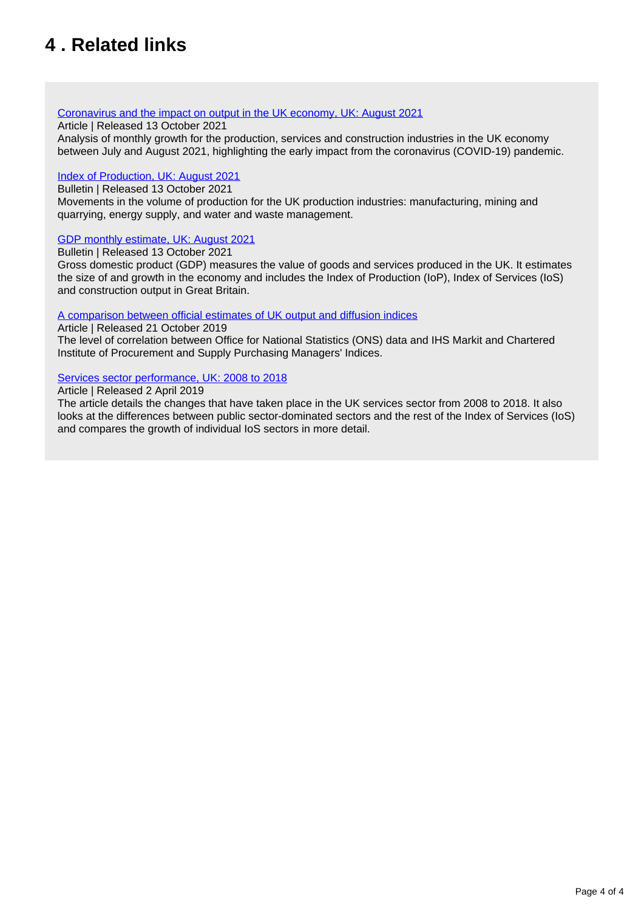## 4 . Related links

[Coronavirus and the impact on output in the UK economy, UK: August 2021]
Article | Released 13 October 2021
Analysis of monthly growth for the production, services and construction industries in the UK economy between July and August 2021, highlighting the early impact from the coronavirus (COVID-19) pandemic.

[Index of Production, UK: August 2021]
Bulletin | Released 13 October 2021
Movements in the volume of production for the UK production industries: manufacturing, mining and quarrying, energy supply, and water and waste management.

[GDP monthly estimate, UK: August 2021]
Bulletin | Released 13 October 2021
Gross domestic product (GDP) measures the value of goods and services produced in the UK. It estimates the size of and growth in the economy and includes the Index of Production (IoP), Index of Services (IoS) and construction output in Great Britain.

[A comparison between official estimates of UK output and diffusion indices]
Article | Released 21 October 2019
The level of correlation between Office for National Statistics (ONS) data and IHS Markit and Chartered Institute of Procurement and Supply Purchasing Managers' Indices.

[Services sector performance, UK: 2008 to 2018]
Article | Released 2 April 2019
The article details the changes that have taken place in the UK services sector from 2008 to 2018. It also looks at the differences between public sector-dominated sectors and the rest of the Index of Services (IoS) and compares the growth of individual IoS sectors in more detail.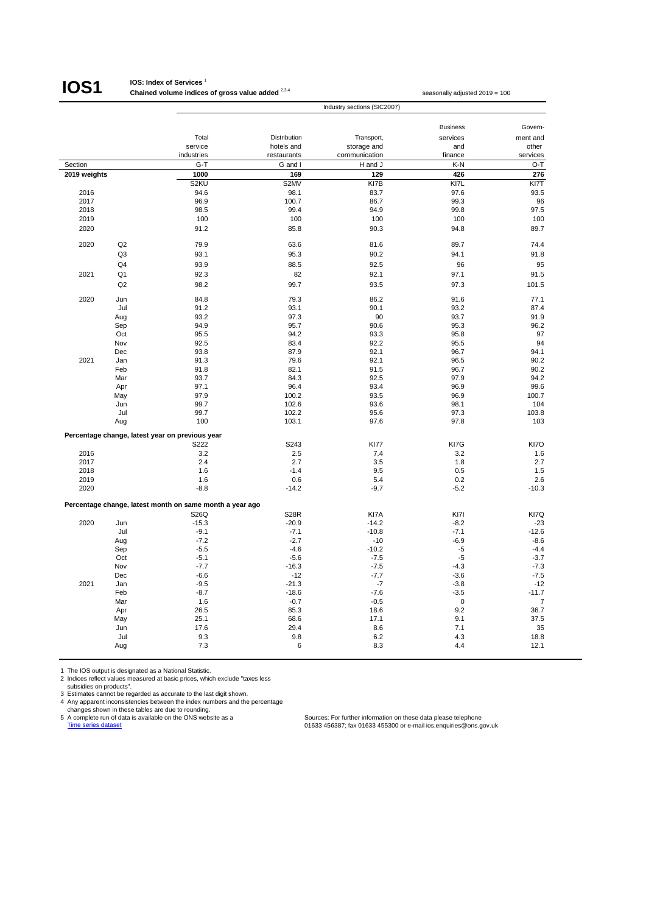# IOS1

**IOS: Index of Services** [1]
**Chained volume indices of gross value added** [2,3,4]

seasonally adjusted 2019 = 100

| | | Industry sections (SIC2007) | | | | |
|---|---|---|---|---|---|---|
| | | Total service industries | Distribution hotels and restaurants | Transport, storage and communication | Business services and finance | Govern-ment and other services |
| Section | | G-T | G and I | H and J | K-N | O-T |
| **2019 weights** | | **1000** | **169** | **129** | **426** | **276** |
| | | S2KU | S2MV | KI7B | KI7L | KI7T |
| 2016 | | 94.6 | 98.1 | 83.7 | 97.6 | 93.5 |
| 2017 | | 96.9 | 100.7 | 86.7 | 99.3 | 96 |
| 2018 | | 98.5 | 99.4 | 94.9 | 99.8 | 97.5 |
| 2019 | | 100 | 100 | 100 | 100 | 100 |
| 2020 | | 91.2 | 85.8 | 90.3 | 94.8 | 89.7 |
| 2020 | Q2 | 79.9 | 63.6 | 81.6 | 89.7 | 74.4 |
| | Q3 | 93.1 | 95.3 | 90.2 | 94.1 | 91.8 |
| | Q4 | 93.9 | 88.5 | 92.5 | 96 | 95 |
| 2021 | Q1 | 92.3 | 82 | 92.1 | 97.1 | 91.5 |
| | Q2 | 98.2 | 99.7 | 93.5 | 97.3 | 101.5 |
| 2020 | Jun | 84.8 | 79.3 | 86.2 | 91.6 | 77.1 |
| | Jul | 91.2 | 93.1 | 90.1 | 93.2 | 87.4 |
| | Aug | 93.2 | 97.3 | 90 | 93.7 | 91.9 |
| | Sep | 94.9 | 95.7 | 90.6 | 95.3 | 96.2 |
| | Oct | 95.5 | 94.2 | 93.3 | 95.8 | 97 |
| | Nov | 92.5 | 83.4 | 92.2 | 95.5 | 94 |
| | Dec | 93.8 | 87.9 | 92.1 | 96.7 | 94.1 |
| 2021 | Jan | 91.3 | 79.6 | 92.1 | 96.5 | 90.2 |
| | Feb | 91.8 | 82.1 | 91.5 | 96.7 | 90.2 |
| | Mar | 93.7 | 84.3 | 92.5 | 97.9 | 94.2 |
| | Apr | 97.1 | 96.4 | 93.4 | 96.9 | 99.6 |
| | May | 97.9 | 100.2 | 93.5 | 96.9 | 100.7 |
| | Jun | 99.7 | 102.6 | 93.6 | 98.1 | 104 |
| | Jul | 99.7 | 102.2 | 95.6 | 97.3 | 103.8 |
| | Aug | 100 | 103.1 | 97.6 | 97.8 | 103 |
| **Percentage change, latest year on previous year** | | | | | | |
| | | S222 | S243 | KI77 | KI7G | KI7O |
| 2016 | | 3.2 | 2.5 | 7.4 | 3.2 | 1.6 |
| 2017 | | 2.4 | 2.7 | 3.5 | 1.8 | 2.7 |
| 2018 | | 1.6 | -1.4 | 9.5 | 0.5 | 1.5 |
| 2019 | | 1.6 | 0.6 | 5.4 | 0.2 | 2.6 |
| 2020 | | -8.8 | -14.2 | -9.7 | -5.2 | -10.3 |
| **Percentage change, latest month on same month a year ago** | | | | | | |
| | | S26Q | S28R | KI7A | KI7I | KI7Q |
| 2020 | Jun | -15.3 | -20.9 | -14.2 | -8.2 | -23 |
| | Jul | -9.1 | -7.1 | -10.8 | -7.1 | -12.6 |
| | Aug | -7.2 | -2.7 | -10 | -6.9 | -8.6 |
| | Sep | -5.5 | -4.6 | -10.2 | -5 | -4.4 |
| | Oct | -5.1 | -5.6 | -7.5 | -5 | -3.7 |
| | Nov | -7.7 | -16.3 | -7.5 | -4.3 | -7.3 |
| | Dec | -6.6 | -12 | -7.7 | -3.6 | -7.5 |
| 2021 | Jan | -9.5 | -21.3 | -7 | -3.8 | -12 |
| | Feb | -8.7 | -18.6 | -7.6 | -3.5 | -11.7 |
| | Mar | 1.6 | -0.7 | -0.5 | 0 | 7 |
| | Apr | 26.5 | 85.3 | 18.6 | 9.2 | 36.7 |
| | May | 25.1 | 68.6 | 17.1 | 9.1 | 37.5 |
| | Jun | 17.6 | 29.4 | 8.6 | 7.1 | 35 |
| | Jul | 9.3 | 9.8 | 6.2 | 4.3 | 18.8 |
| | Aug | 7.3 | 6 | 8.3 | 4.4 | 12.1 |

1 The IOS output is designated as a National Statistic.
2 Indices reflect values measured at basic prices, which exclude "taxes less subsidies on products".
3 Estimates cannot be regarded as accurate to the last digit shown.
4 Any apparent inconsistencies between the index numbers and the percentage changes shown in these tables are due to rounding.
5 A complete run of data is available on the ONS website as a Time series dataset

Sources: For further information on these data please telephone 01633 456387; fax 01633 455300 or e-mail ios.enquiries@ons.gov.uk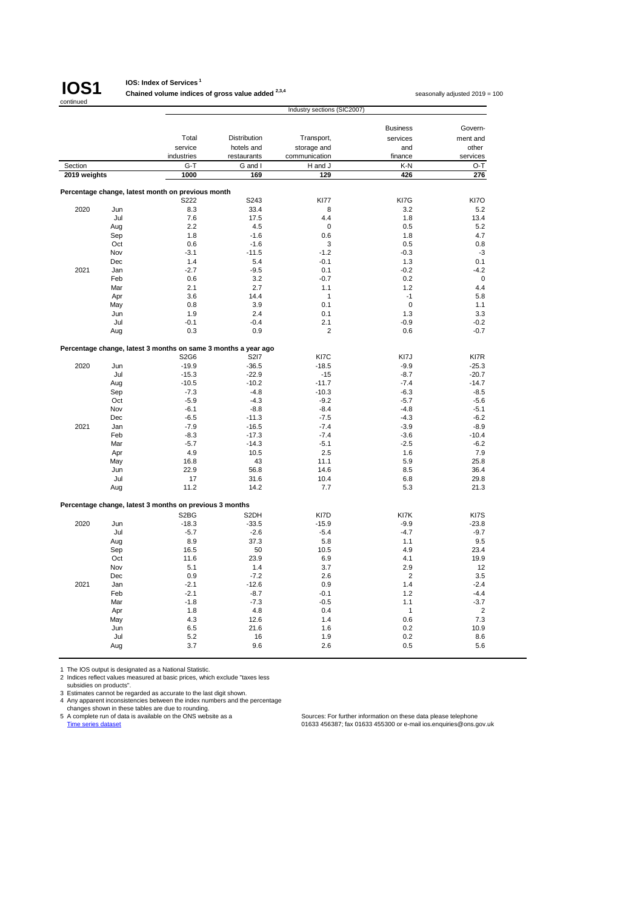# IOS1

continued

**IOS: Index of Services[1]**

**Chained volume indices of gross value added[2,3,4]**

seasonally adjusted 2019 = 100

| | | Industry sections (SIC2007) | | | | |
|---|---|---|---|---|---|---|
| | | Total service industries | Distribution hotels and restaurants | Transport, storage and communication | Business services and finance | Govern-ment and other services |
| Section | | G-T | G and I | H and J | K-N | O-T |
| **2019 weights** | | **1000** | **169** | **129** | **426** | **276** |
| **Percentage change, latest month on previous month** | | | | | | |
| | | S222 | S243 | KI77 | KI7G | KI7O |
| 2020 | Jun | 8.3 | 33.4 | 8 | 3.2 | 5.2 |
| | Jul | 7.6 | 17.5 | 4.4 | 1.8 | 13.4 |
| | Aug | 2.2 | 4.5 | 0 | 0.5 | 5.2 |
| | Sep | 1.8 | -1.6 | 0.6 | 1.8 | 4.7 |
| | Oct | 0.6 | -1.6 | 3 | 0.5 | 0.8 |
| | Nov | -3.1 | -11.5 | -1.2 | -0.3 | -3 |
| | Dec | 1.4 | 5.4 | -0.1 | 1.3 | 0.1 |
| 2021 | Jan | -2.7 | -9.5 | 0.1 | -0.2 | -4.2 |
| | Feb | 0.6 | 3.2 | -0.7 | 0.2 | 0 |
| | Mar | 2.1 | 2.7 | 1.1 | 1.2 | 4.4 |
| | Apr | 3.6 | 14.4 | 1 | -1 | 5.8 |
| | May | 0.8 | 3.9 | 0.1 | 0 | 1.1 |
| | Jun | 1.9 | 2.4 | 0.1 | 1.3 | 3.3 |
| | Jul | -0.1 | -0.4 | 2.1 | -0.9 | -0.2 |
| | Aug | 0.3 | 0.9 | 2 | 0.6 | -0.7 |
| **Percentage change, latest 3 months on same 3 months a year ago** | | | | | | |
| | | S2G6 | S2I7 | KI7C | KI7J | KI7R |
| 2020 | Jun | -19.9 | -36.5 | -18.5 | -9.9 | -25.3 |
| | Jul | -15.3 | -22.9 | -15 | -8.7 | -20.7 |
| | Aug | -10.5 | -10.2 | -11.7 | -7.4 | -14.7 |
| | Sep | -7.3 | -4.8 | -10.3 | -6.3 | -8.5 |
| | Oct | -5.9 | -4.3 | -9.2 | -5.7 | -5.6 |
| | Nov | -6.1 | -8.8 | -8.4 | -4.8 | -5.1 |
| | Dec | -6.5 | -11.3 | -7.5 | -4.3 | -6.2 |
| 2021 | Jan | -7.9 | -16.5 | -7.4 | -3.9 | -8.9 |
| | Feb | -8.3 | -17.3 | -7.4 | -3.6 | -10.4 |
| | Mar | -5.7 | -14.3 | -5.1 | -2.5 | -6.2 |
| | Apr | 4.9 | 10.5 | 2.5 | 1.6 | 7.9 |
| | May | 16.8 | 43 | 11.1 | 5.9 | 25.8 |
| | Jun | 22.9 | 56.8 | 14.6 | 8.5 | 36.4 |
| | Jul | 17 | 31.6 | 10.4 | 6.8 | 29.8 |
| | Aug | 11.2 | 14.2 | 7.7 | 5.3 | 21.3 |
| **Percentage change, latest 3 months on previous 3 months** | | | | | | |
| | | S2BG | S2DH | KI7D | KI7K | KI7S |
| 2020 | Jun | -18.3 | -33.5 | -15.9 | -9.9 | -23.8 |
| | Jul | -5.7 | -2.6 | -5.4 | -4.7 | -9.7 |
| | Aug | 8.9 | 37.3 | 5.8 | 1.1 | 9.5 |
| | Sep | 16.5 | 50 | 10.5 | 4.9 | 23.4 |
| | Oct | 11.6 | 23.9 | 6.9 | 4.1 | 19.9 |
| | Nov | 5.1 | 1.4 | 3.7 | 2.9 | 12 |
| | Dec | 0.9 | -7.2 | 2.6 | 2 | 3.5 |
| 2021 | Jan | -2.1 | -12.6 | 0.9 | 1.4 | -2.4 |
| | Feb | -2.1 | -8.7 | -0.1 | 1.2 | -4.4 |
| | Mar | -1.8 | -7.3 | -0.5 | 1.1 | -3.7 |
| | Apr | 1.8 | 4.8 | 0.4 | 1 | 2 |
| | May | 4.3 | 12.6 | 1.4 | 0.6 | 7.3 |
| | Jun | 6.5 | 21.6 | 1.6 | 0.2 | 10.9 |
| | Jul | 5.2 | 16 | 1.9 | 0.2 | 8.6 |
| | Aug | 3.7 | 9.6 | 2.6 | 0.5 | 5.6 |

1 The IOS output is designated as a National Statistic.
2 Indices reflect values measured at basic prices, which exclude "taxes less subsidies on products".
3 Estimates cannot be regarded as accurate to the last digit shown.
4 Any apparent inconsistencies between the index numbers and the percentage changes shown in these tables are due to rounding.
5 A complete run of data is available on the ONS website as a Time series dataset

Sources: For further information on these data please telephone 01633 456387; fax 01633 455300 or e-mail ios.enquiries@ons.gov.uk